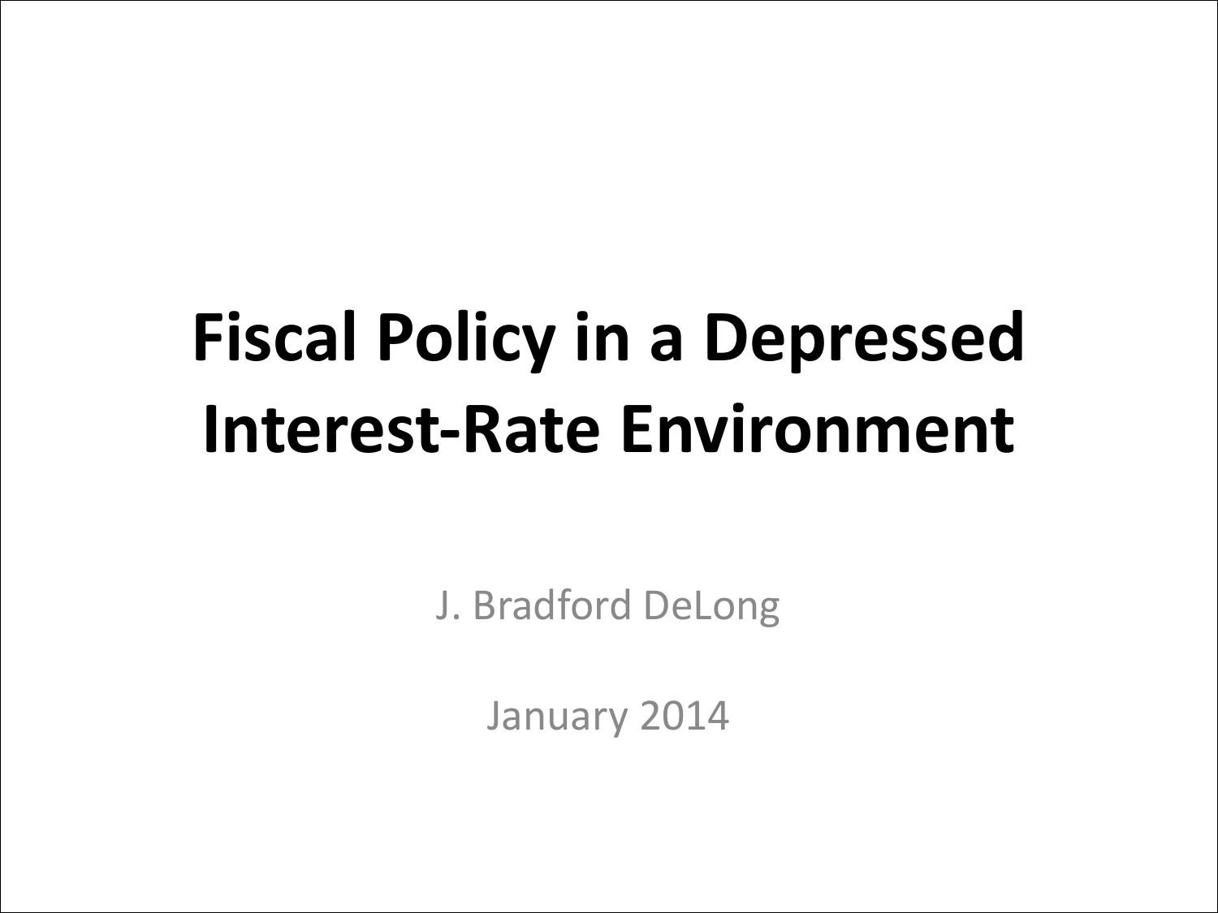# Fiscal Policy in a Depressed Interest-Rate Environment

J. Bradford DeLong

January 2014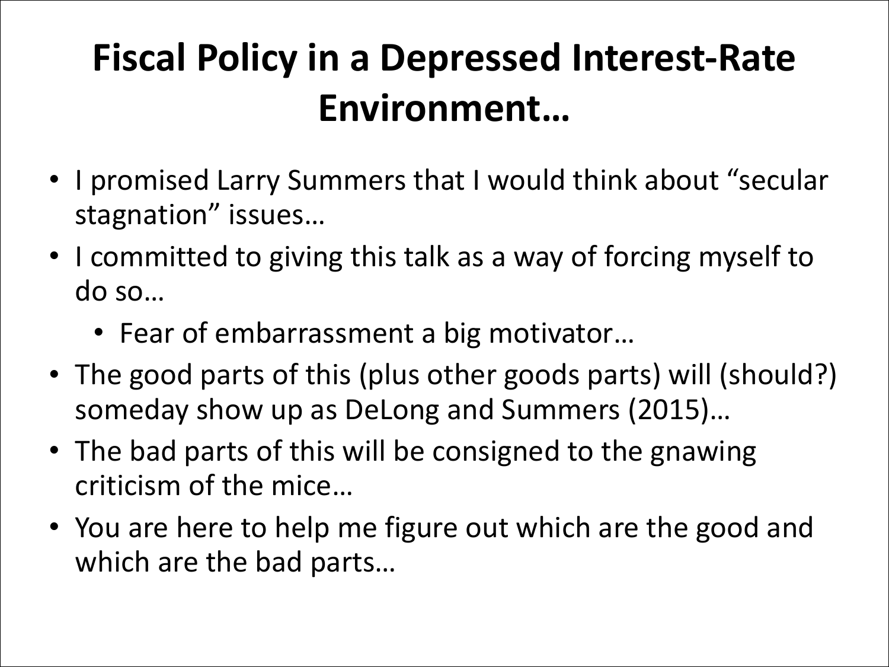# Fiscal Policy in a Depressed Interest-Rate Environment…

- I promised Larry Summers that I would think about "secular stagnation" issues…
- I committed to giving this talk as a way of forcing myself to do so…
  - Fear of embarrassment a big motivator…
- The good parts of this (plus other goods parts) will (should?) someday show up as DeLong and Summers (2015)…
- The bad parts of this will be consigned to the gnawing criticism of the mice…
- You are here to help me figure out which are the good and which are the bad parts…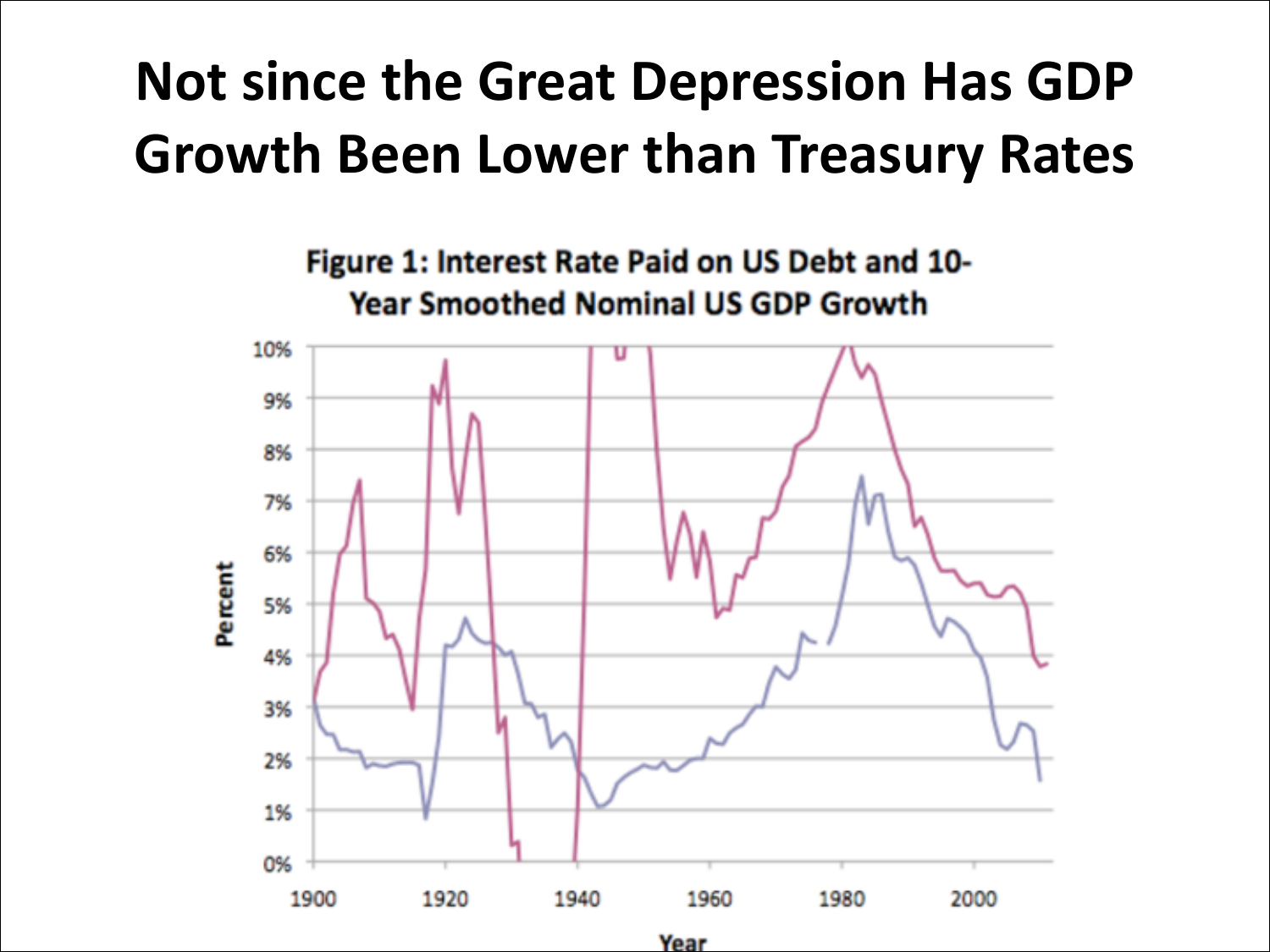# Not since the Great Depression Has GDP Growth Been Lower than Treasury Rates

**Figure 1: Interest Rate Paid on US Debt and 10-Year Smoothed Nominal US GDP Growth**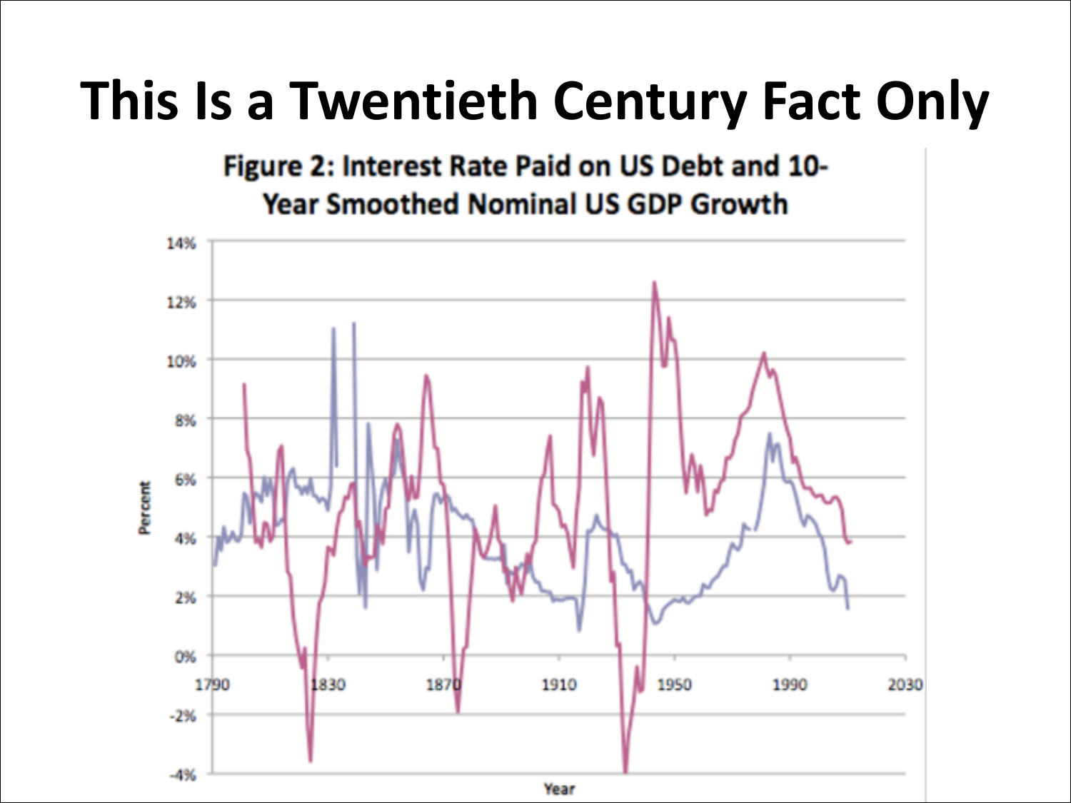# This Is a Twentieth Century Fact Only

**Figure 2: Interest Rate Paid on US Debt and 10-Year Smoothed Nominal US GDP Growth**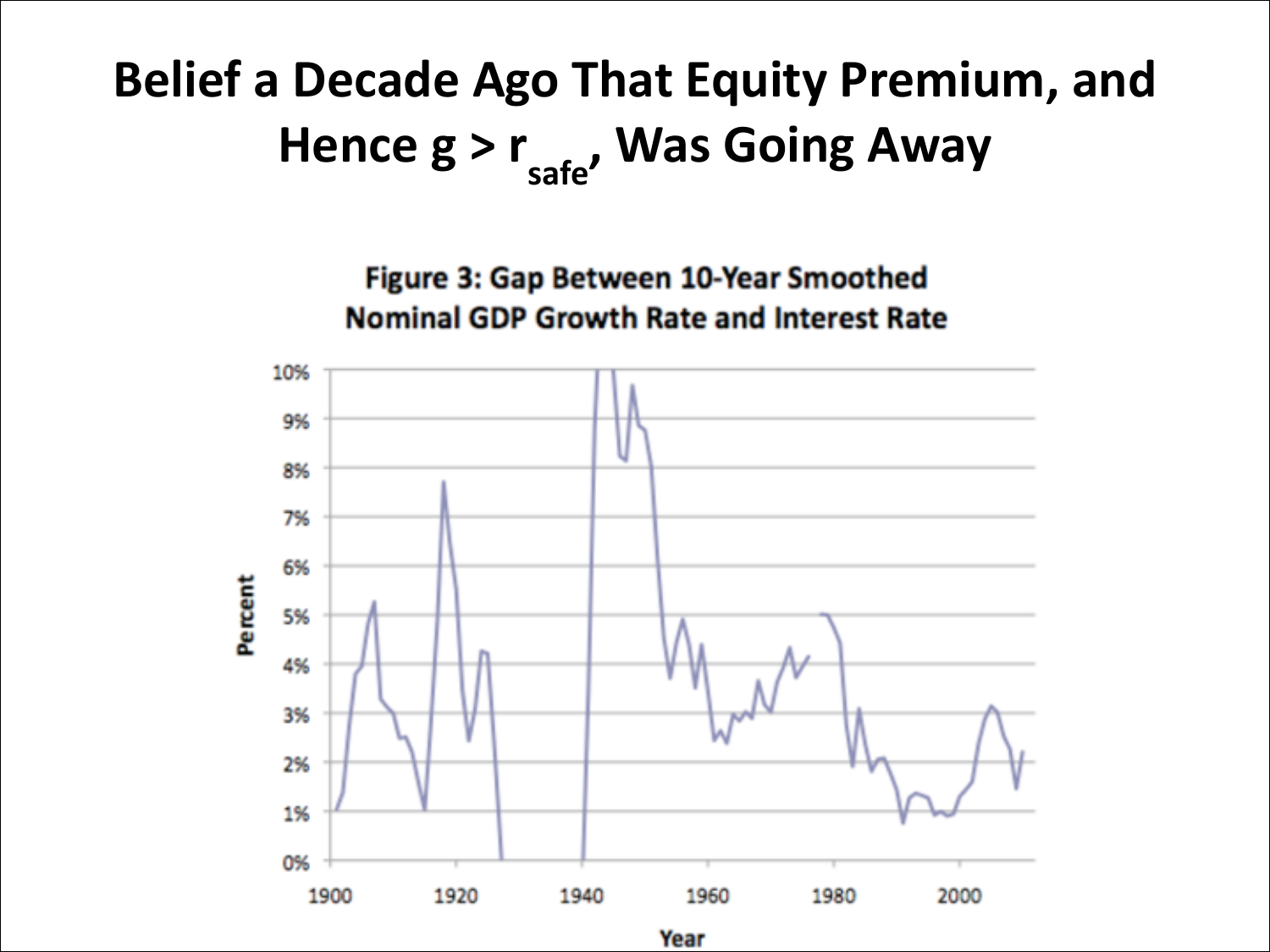# Belief a Decade Ago That Equity Premium, and Hence $g > r_{safe}$, Was Going Away

**Figure 3: Gap Between 10-Year Smoothed Nominal GDP Growth Rate and Interest Rate**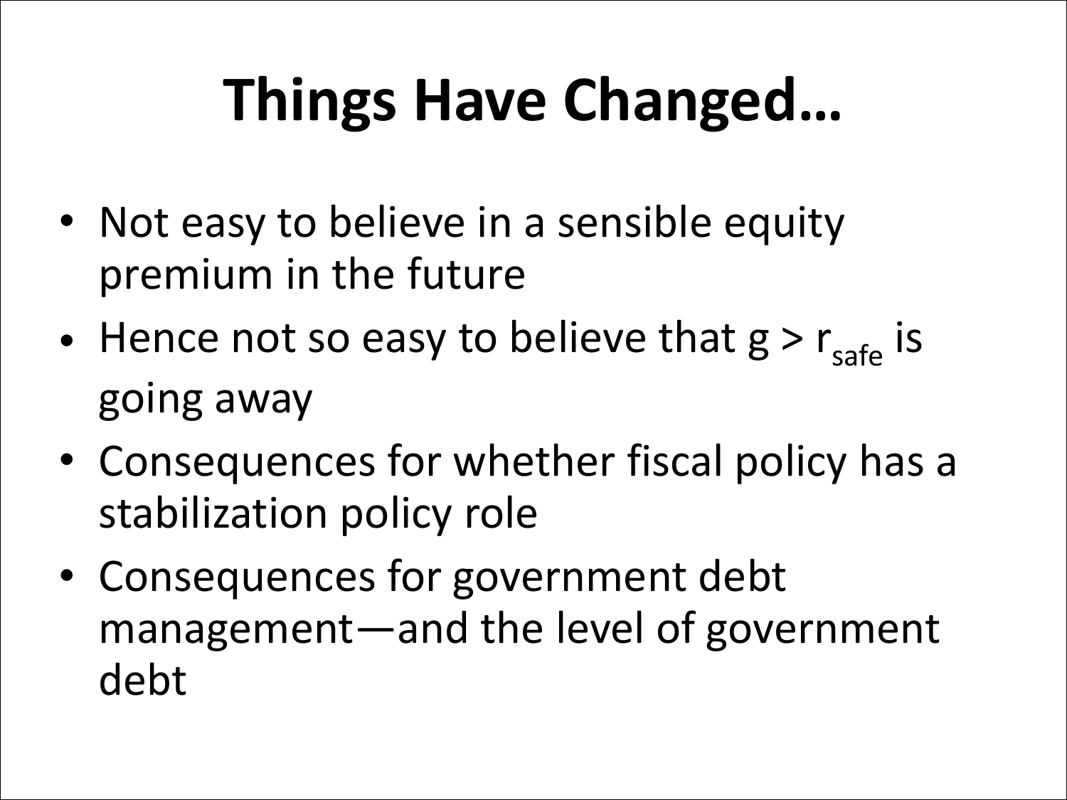# Things Have Changed…

- Not easy to believe in a sensible equity premium in the future
- Hence not so easy to believe that $g > r_{safe}$ is going away
- Consequences for whether fiscal policy has a stabilization policy role
- Consequences for government debt management—and the level of government debt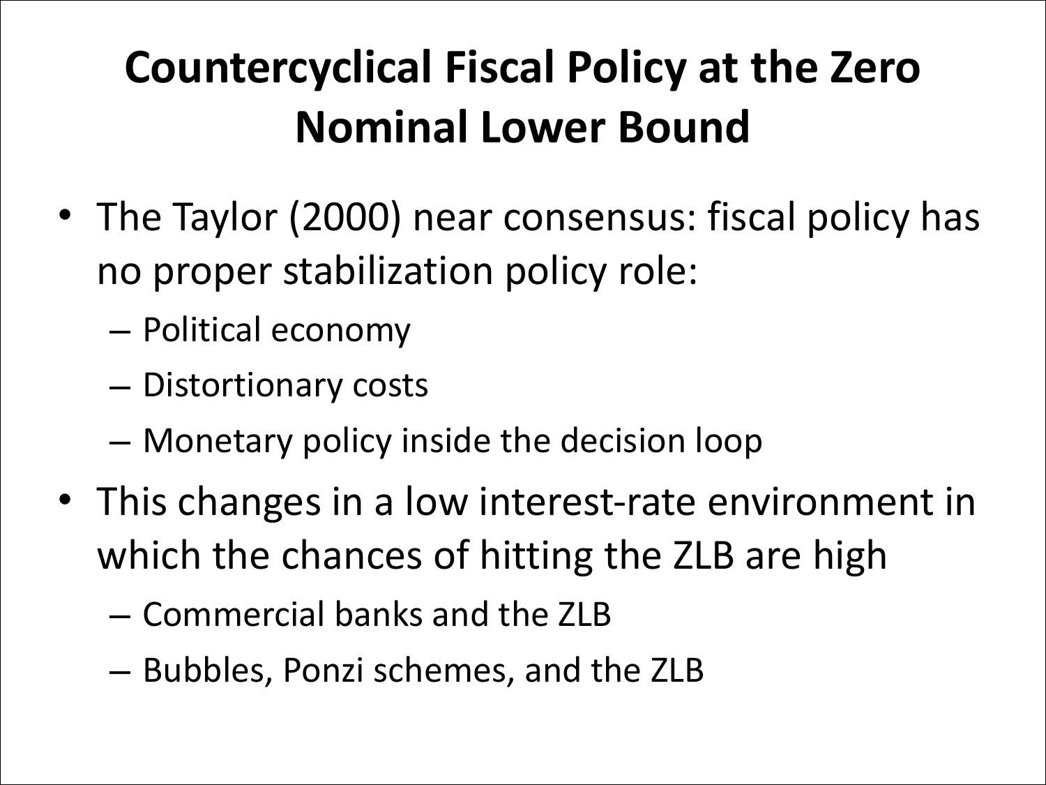# Countercyclical Fiscal Policy at the Zero Nominal Lower Bound

- The Taylor (2000) near consensus: fiscal policy has no proper stabilization policy role:
  - Political economy
  - Distortionary costs
  - Monetary policy inside the decision loop
- This changes in a low interest-rate environment in which the chances of hitting the ZLB are high
  - Commercial banks and the ZLB
  - Bubbles, Ponzi schemes, and the ZLB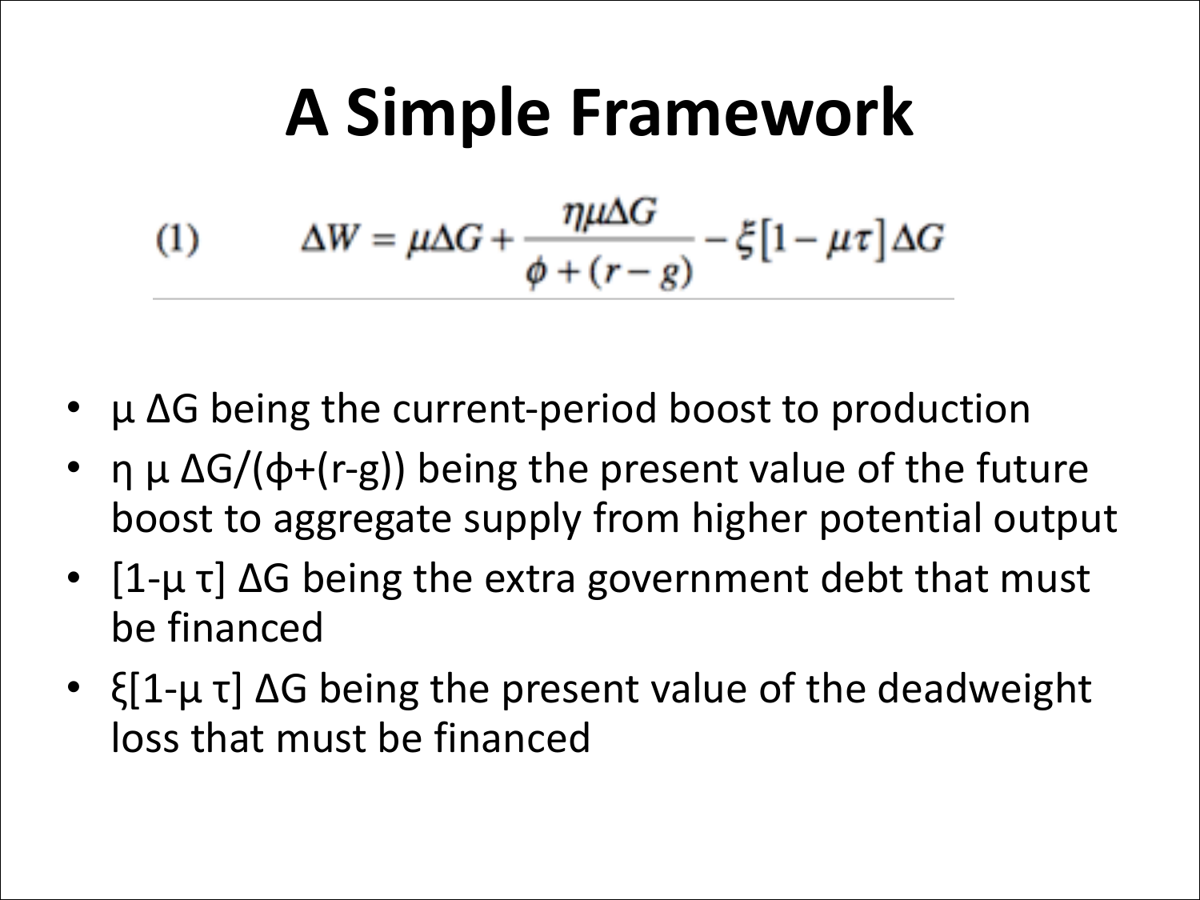# A Simple Framework

$$\text{(1)} \qquad \Delta W = \mu \Delta G + \frac{\eta \mu \Delta G}{\phi + (r - g)} - \xi [1 - \mu \tau] \Delta G$$

- $\mu \Delta G$ being the current-period boost to production
- $\eta \mu \Delta G / (\phi + (r - g))$ being the present value of the future boost to aggregate supply from higher potential output
- $[1 - \mu \tau] \Delta G$ being the extra government debt that must be financed
- $\xi [1 - \mu \tau] \Delta G$ being the present value of the deadweight loss that must be financed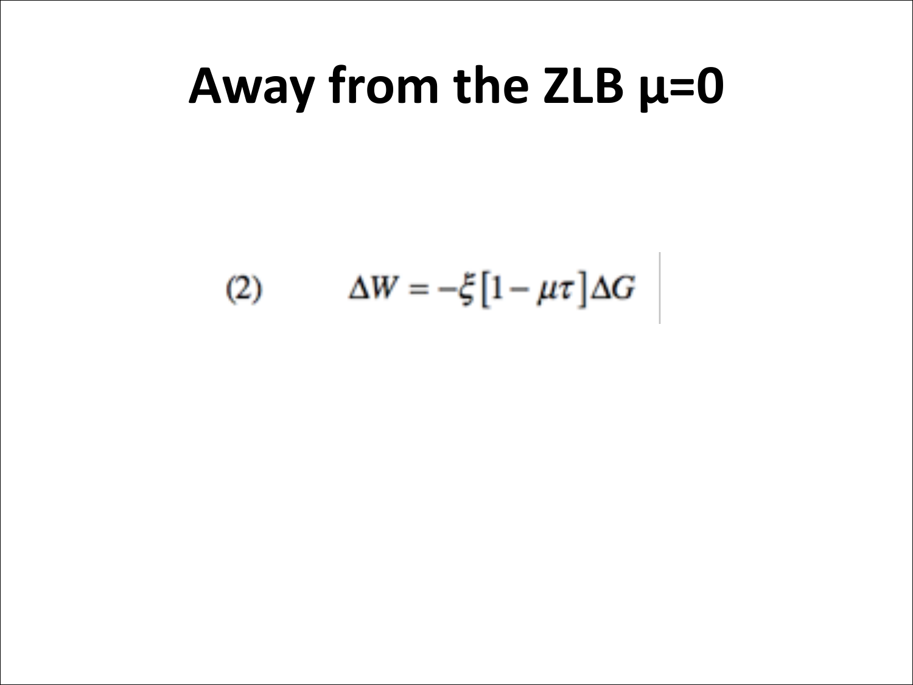# Away from the ZLB μ=0

$$\Delta W = -\xi [1 - \mu\tau] \Delta G \quad (2)$$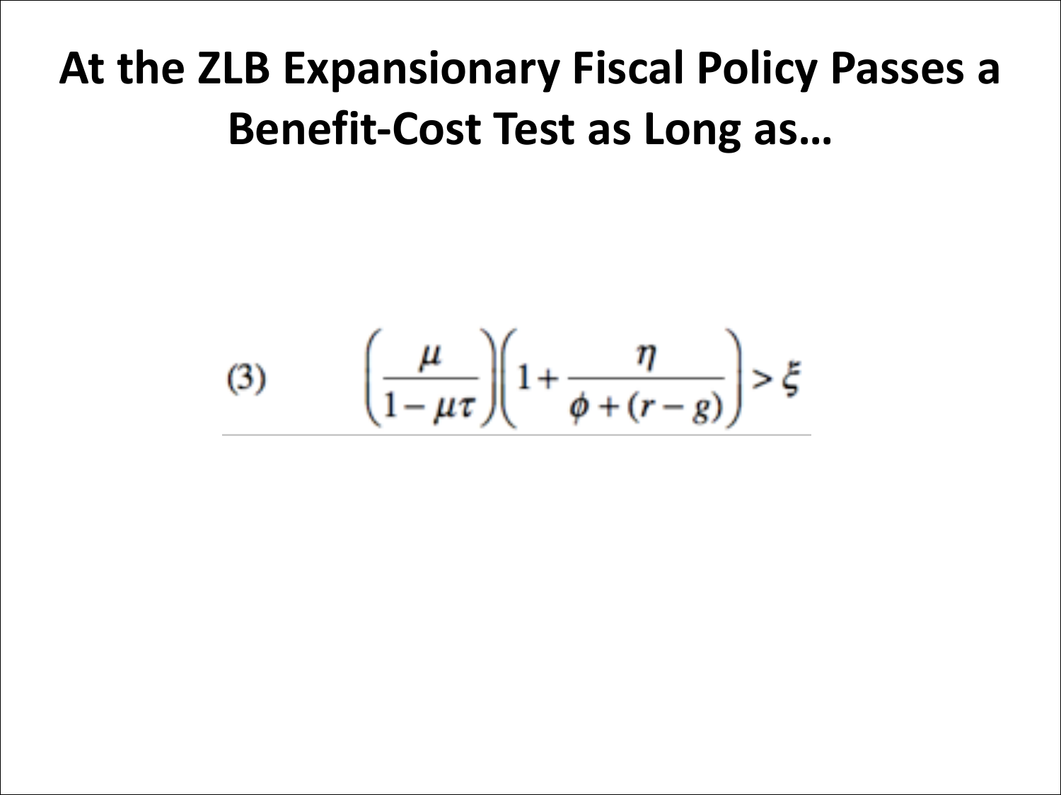# At the ZLB Expansionary Fiscal Policy Passes a Benefit-Cost Test as Long as…

$$\left(\frac{\mu}{1-\mu\tau}\right)\left(1+\frac{\eta}{\phi+(r-g)}\right)>\xi \tag{3}$$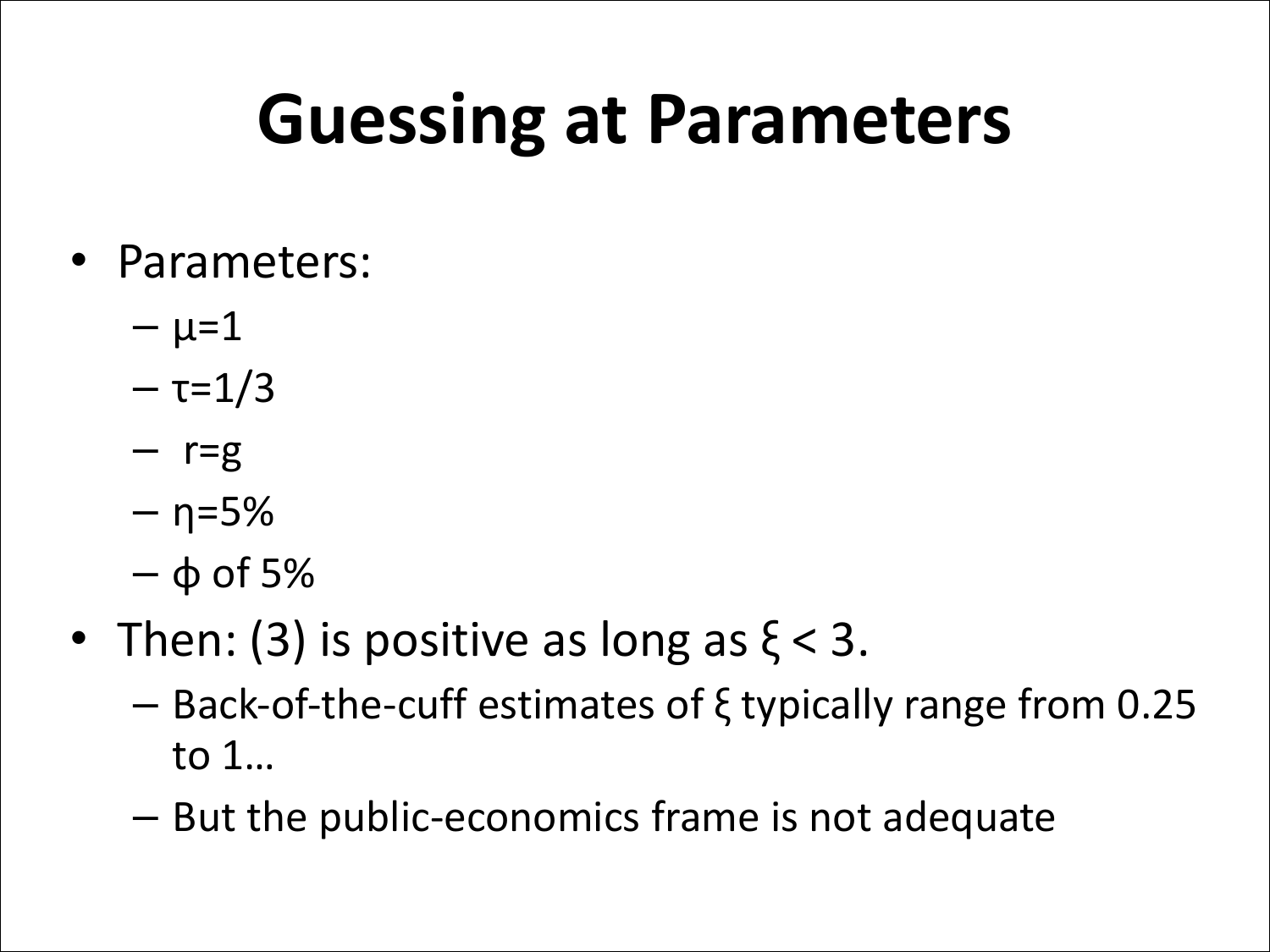# Guessing at Parameters

- Parameters:
  - $\mu=1$
  - $\tau=1/3$
  - $r=g$
  - $\eta=5\%$
  - $\phi$ of 5%
- Then: (3) is positive as long as $\xi < 3$.
  - Back-of-the-cuff estimates of $\xi$ typically range from 0.25 to 1…
  - But the public-economics frame is not adequate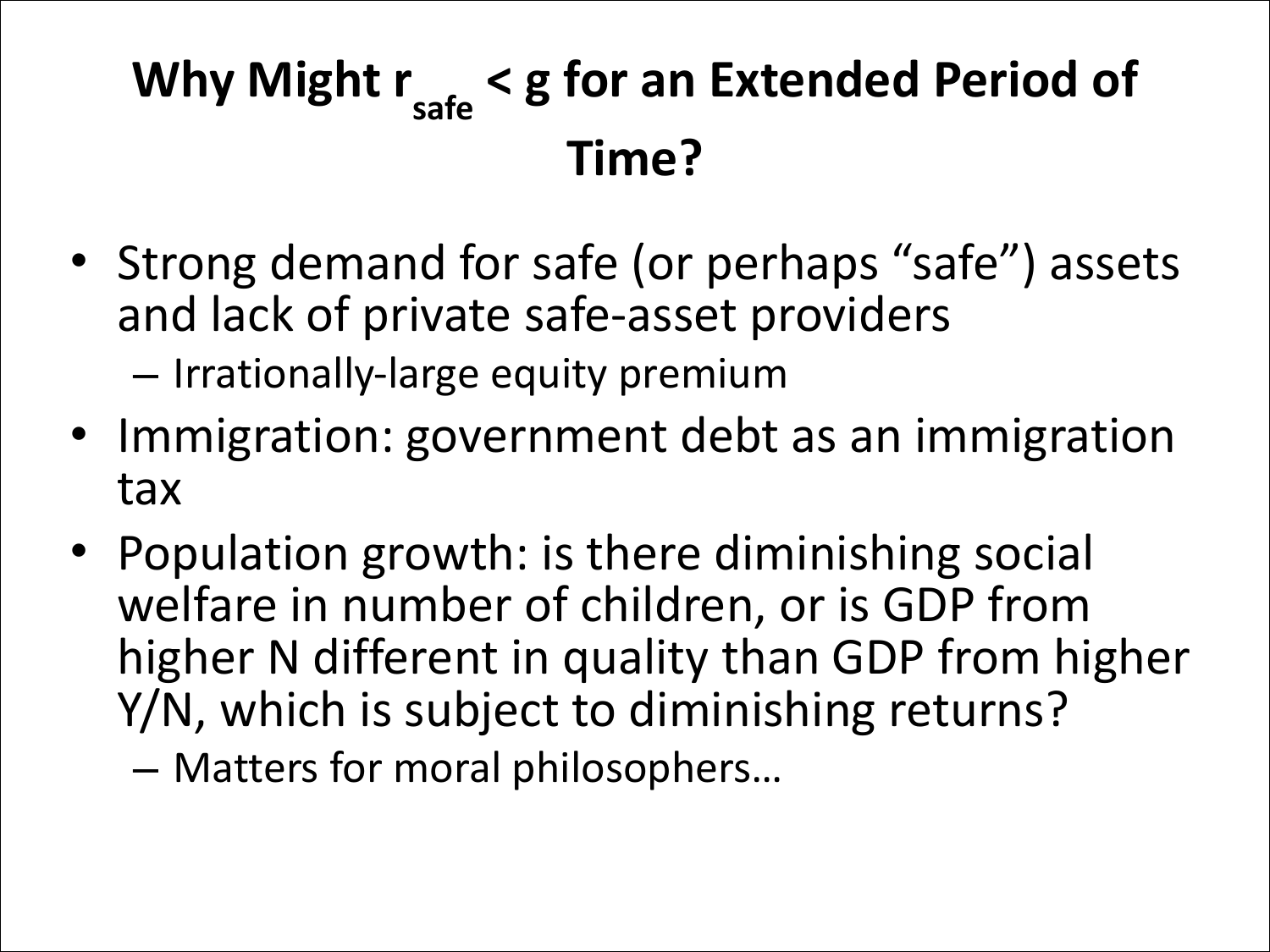# Why Might $r_{safe} < g$ for an Extended Period of Time?

- Strong demand for safe (or perhaps "safe") assets and lack of private safe-asset providers
  - Irrationally-large equity premium
- Immigration: government debt as an immigration tax
- Population growth: is there diminishing social welfare in number of children, or is GDP from higher N different in quality than GDP from higher Y/N, which is subject to diminishing returns?
  - Matters for moral philosophers…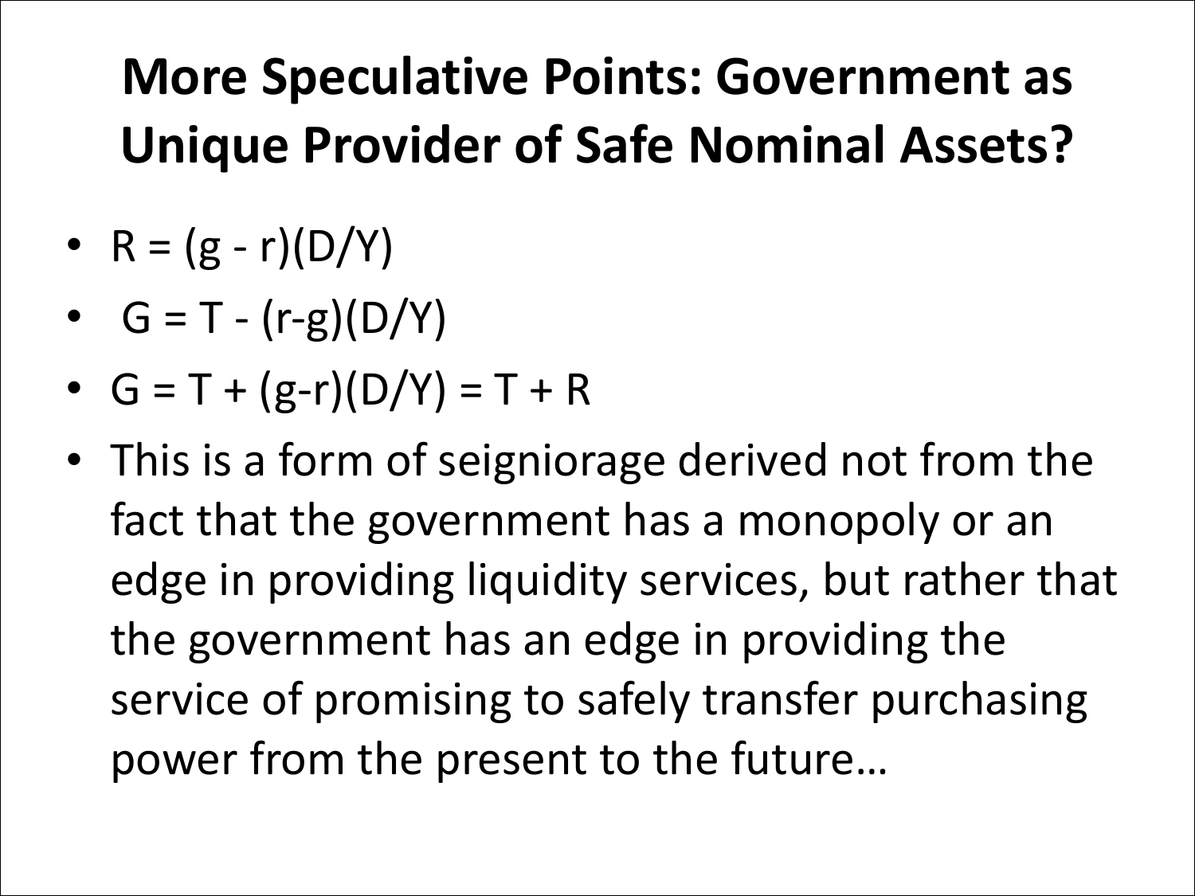# More Speculative Points: Government as Unique Provider of Safe Nominal Assets?

- $R = (g - r)(D/Y)$
- $G = T - (r-g)(D/Y)$
- $G = T + (g-r)(D/Y) = T + R$
- This is a form of seigniorage derived not from the fact that the government has a monopoly or an edge in providing liquidity services, but rather that the government has an edge in providing the service of promising to safely transfer purchasing power from the present to the future…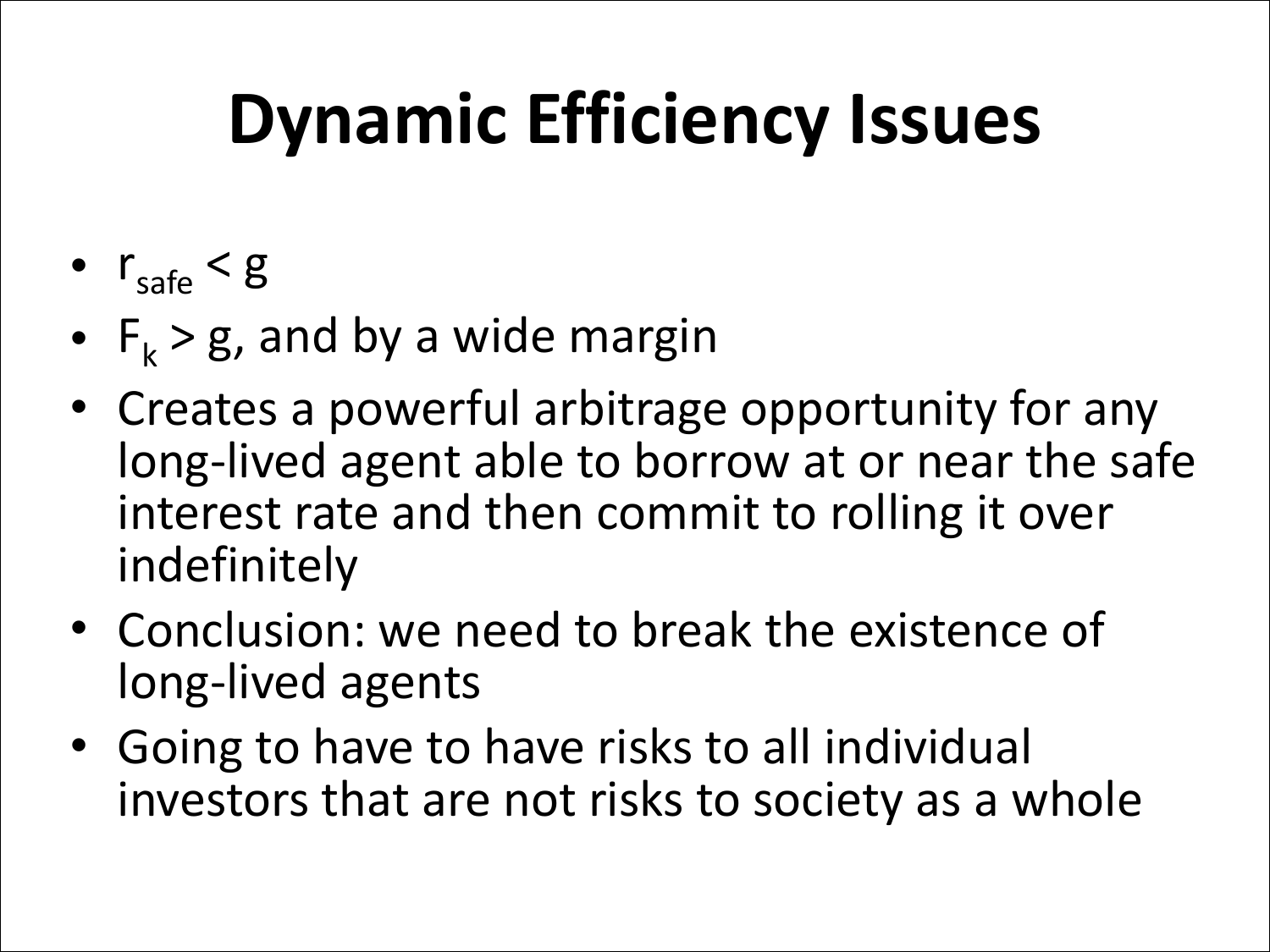# Dynamic Efficiency Issues

- $r_{safe} < g$
- $F_k > g$, and by a wide margin
- Creates a powerful arbitrage opportunity for any long-lived agent able to borrow at or near the safe interest rate and then commit to rolling it over indefinitely
- Conclusion: we need to break the existence of long-lived agents
- Going to have to have risks to all individual investors that are not risks to society as a whole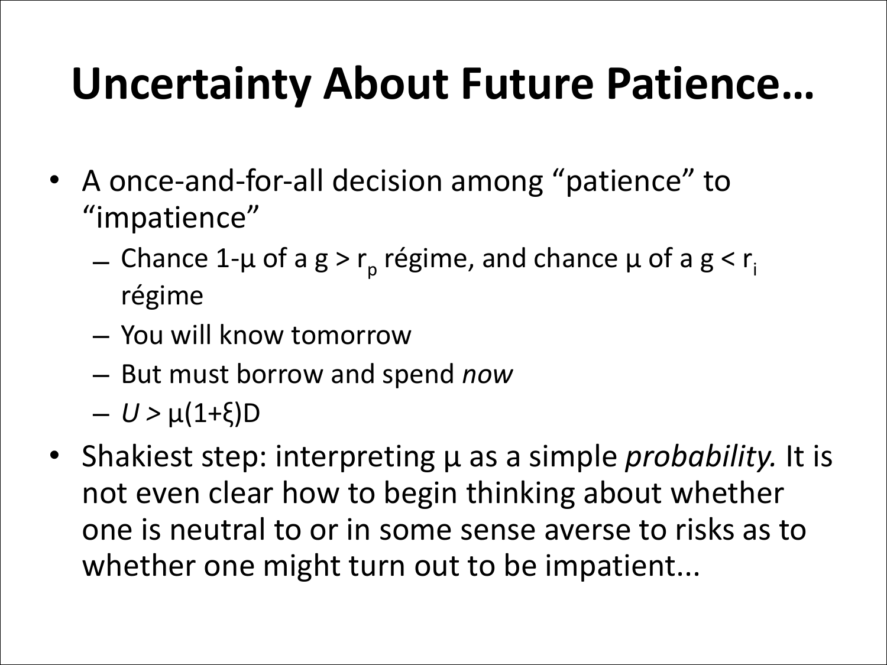# Uncertainty About Future Patience...

- A once-and-for-all decision among "patience" to "impatience"
  - Chance 1-μ of a $g > r_p$ régime, and chance μ of a $g < r_i$ régime
  - You will know tomorrow
  - But must borrow and spend *now*
  - $U > \mu(1+\xi)D$
- Shakiest step: interpreting μ as a simple *probability.* It is not even clear how to begin thinking about whether one is neutral to or in some sense averse to risks as to whether one might turn out to be impatient...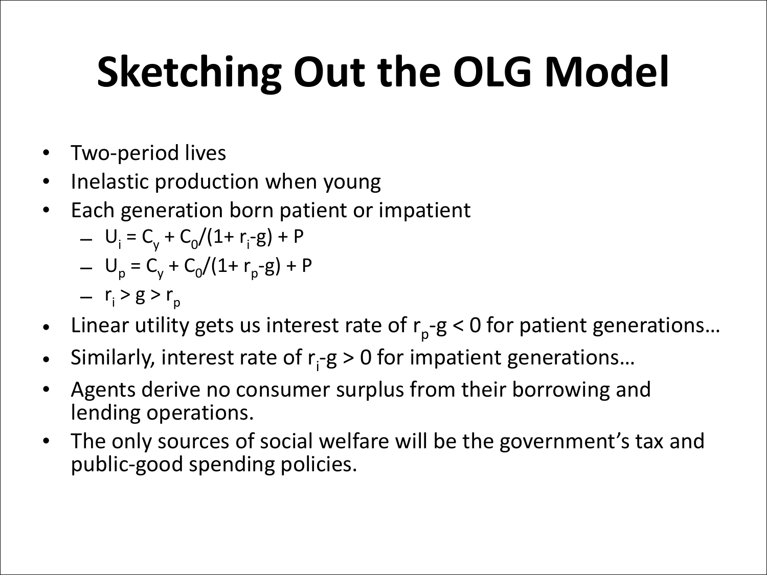# Sketching Out the OLG Model

- Two-period lives
- Inelastic production when young
- Each generation born patient or impatient
  - $U_i = C_y + C_0/(1+ r_i-g) + P$
  - $U_p = C_y + C_0/(1+ r_p-g) + P$
  - $r_i > g > r_p$
- Linear utility gets us interest rate of $r_p$-g < 0 for patient generations…
- Similarly, interest rate of $r_i$-g > 0 for impatient generations…
- Agents derive no consumer surplus from their borrowing and lending operations.
- The only sources of social welfare will be the government's tax and public-good spending policies.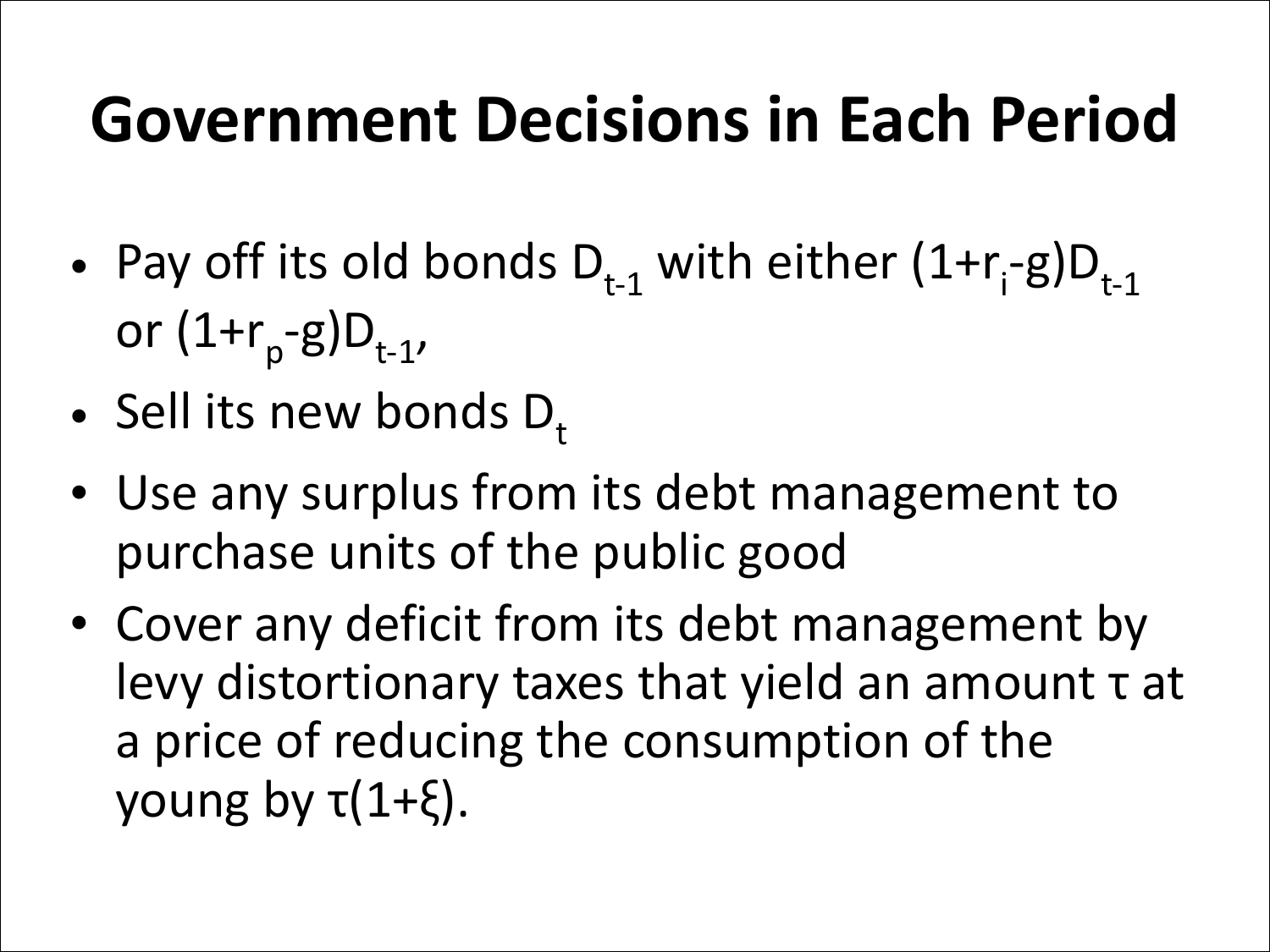# Government Decisions in Each Period

- Pay off its old bonds $D_{t-1}$ with either $(1+r_i-g)D_{t-1}$ or $(1+r_p-g)D_{t-1}$,
- Sell its new bonds $D_t$
- Use any surplus from its debt management to purchase units of the public good
- Cover any deficit from its debt management by levy distortionary taxes that yield an amount $\tau$ at a price of reducing the consumption of the young by $\tau(1+\xi)$.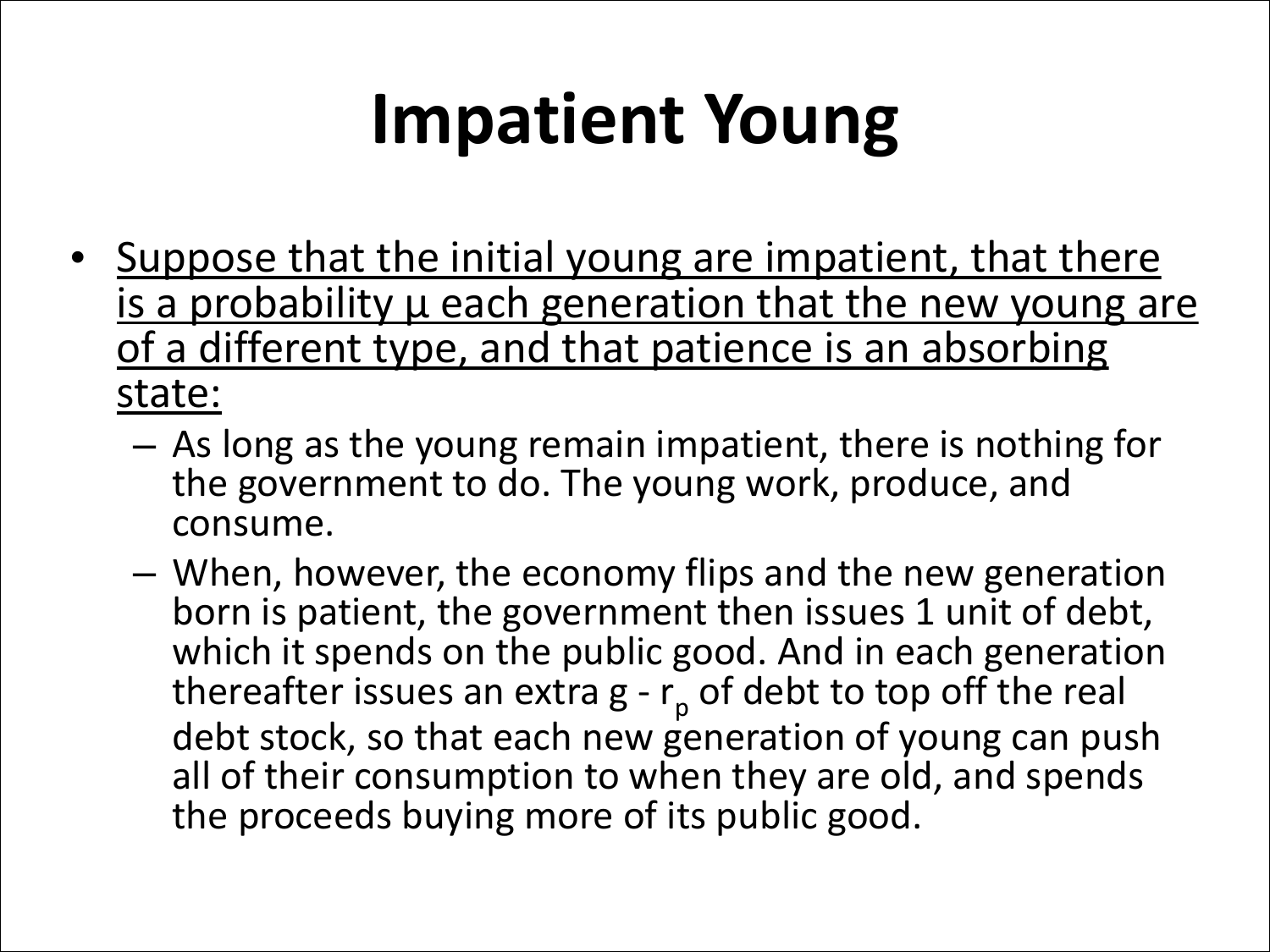# Impatient Young

- Suppose that the initial young are impatient, that there is a probability μ each generation that the new young are of a different type, and that patience is an absorbing state:
  - As long as the young remain impatient, there is nothing for the government to do. The young work, produce, and consume.
  - When, however, the economy flips and the new generation born is patient, the government then issues 1 unit of debt, which it spends on the public good. And in each generation thereafter issues an extra $g - r_p$ of debt to top off the real debt stock, so that each new generation of young can push all of their consumption to when they are old, and spends the proceeds buying more of its public good.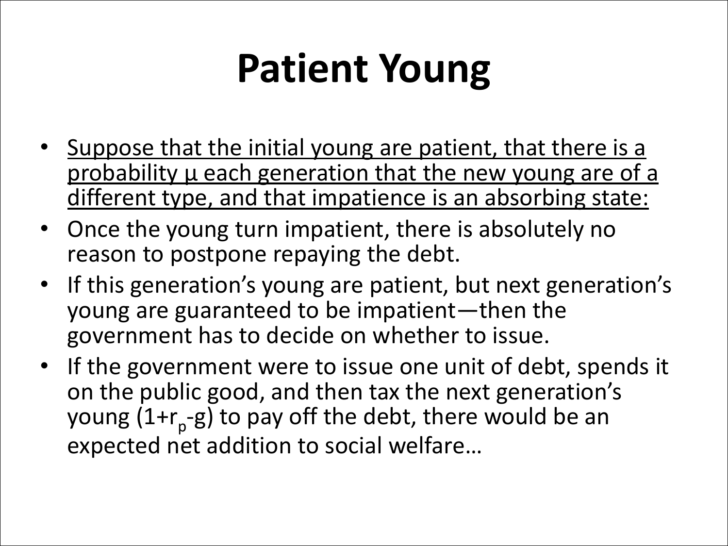# Patient Young

- <u>Suppose that the initial young are patient, that there is a probability μ each generation that the new young are of a different type, and that impatience is an absorbing state:</u>
- Once the young turn impatient, there is absolutely no reason to postpone repaying the debt.
- If this generation's young are patient, but next generation's young are guaranteed to be impatient—then the government has to decide on whether to issue.
- If the government were to issue one unit of debt, spends it on the public good, and then tax the next generation's young $(1+r_p-g)$ to pay off the debt, there would be an expected net addition to social welfare…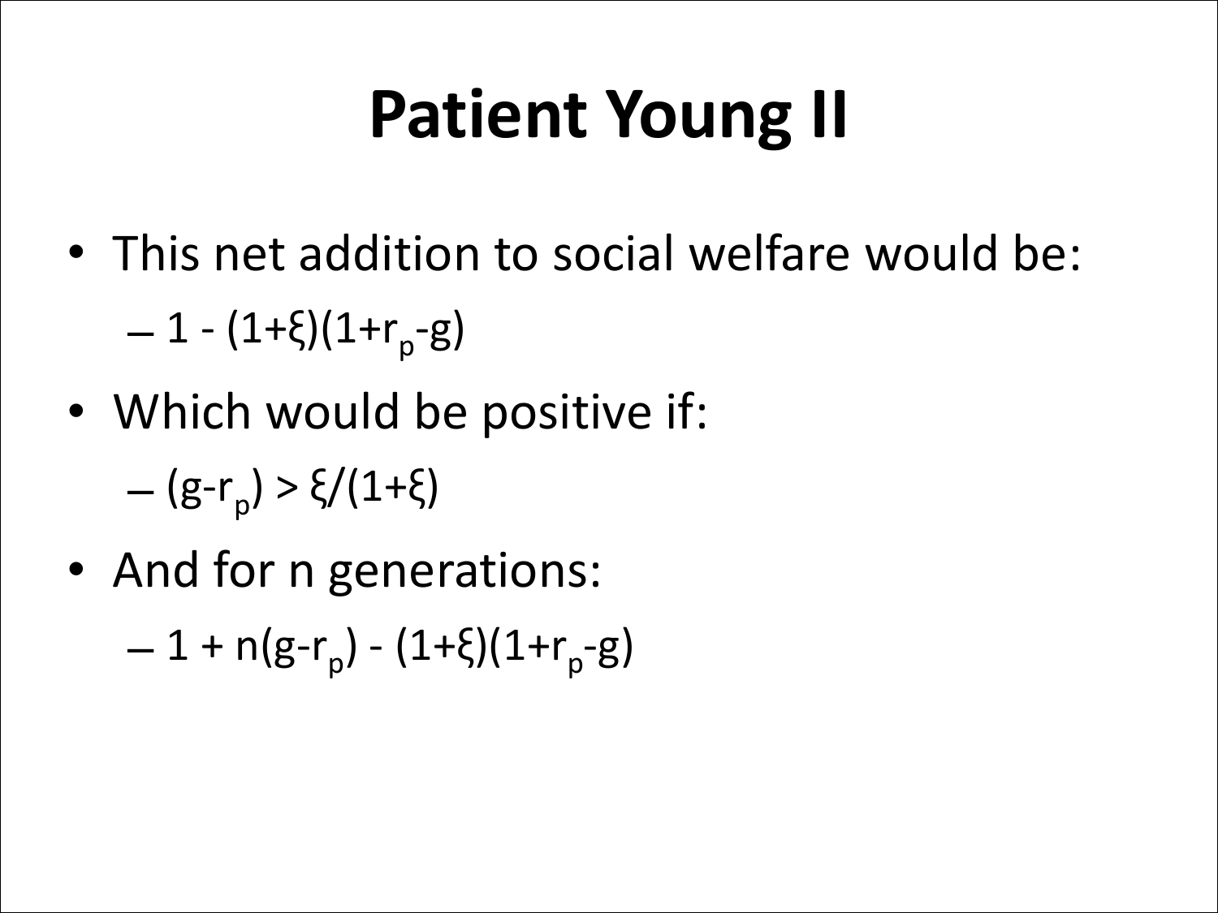# Patient Young II

- This net addition to social welfare would be:
  - $1 - (1+\xi)(1+r_p-g)$
- Which would be positive if:
  - $(g-r_p) > \xi/(1+\xi)$
- And for n generations:
  - $1 + n(g-r_p) - (1+\xi)(1+r_p-g)$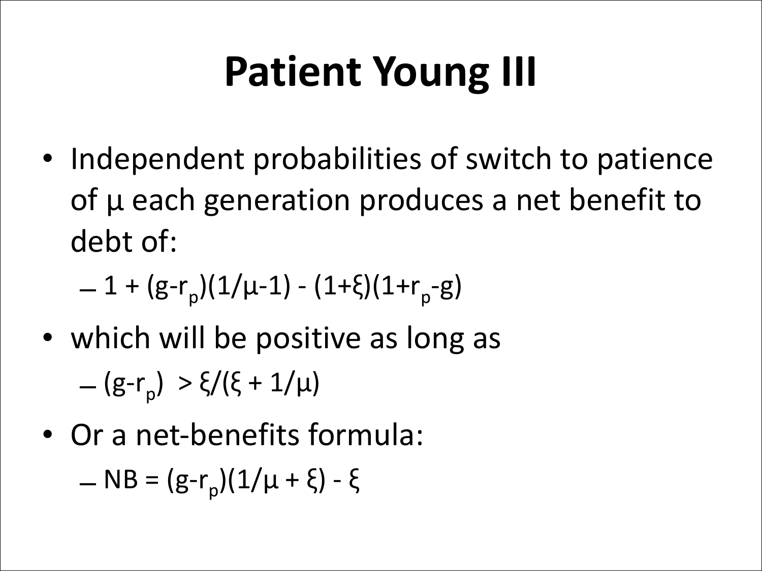# Patient Young III

- Independent probabilities of switch to patience of μ each generation produces a net benefit to debt of:
  - $1 + (g-r_p)(1/\mu-1) - (1+\xi)(1+r_p-g)$
- which will be positive as long as
  - $(g-r_p) > \xi/(\xi + 1/\mu)$
- Or a net-benefits formula:
  - $NB = (g-r_p)(1/\mu + \xi) - \xi$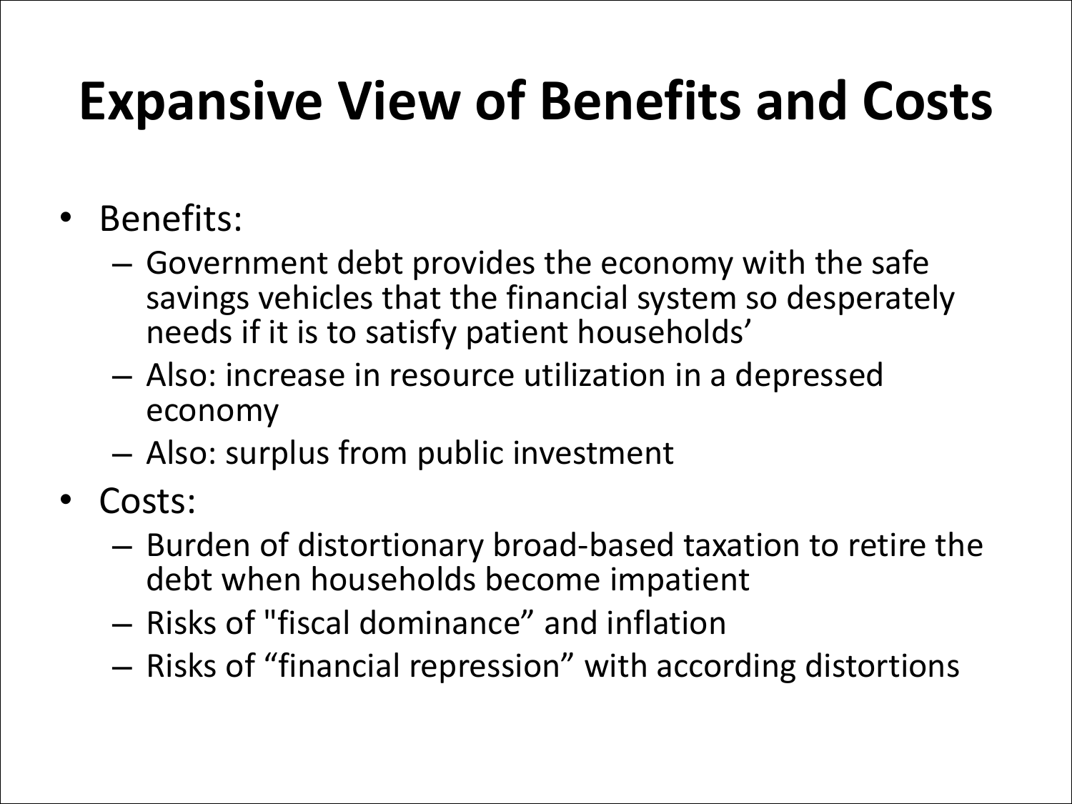# Expansive View of Benefits and Costs

- Benefits:
  - Government debt provides the economy with the safe savings vehicles that the financial system so desperately needs if it is to satisfy patient households'
  - Also: increase in resource utilization in a depressed economy
  - Also: surplus from public investment
- Costs:
  - Burden of distortionary broad-based taxation to retire the debt when households become impatient
  - Risks of "fiscal dominance" and inflation
  - Risks of "financial repression" with according distortions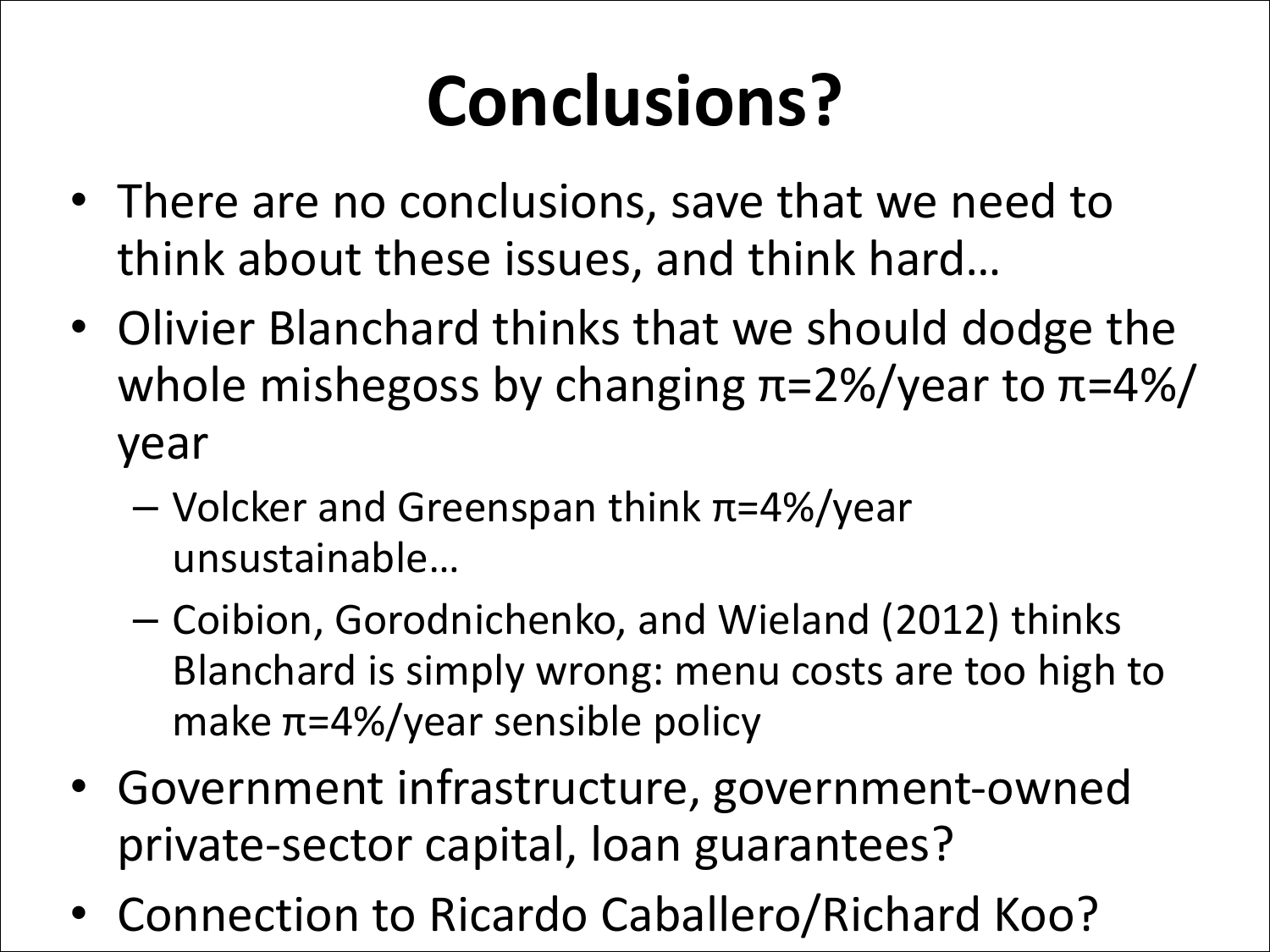# Conclusions?

- There are no conclusions, save that we need to think about these issues, and think hard…
- Olivier Blanchard thinks that we should dodge the whole mishegoss by changing $\pi$=2%/year to $\pi$=4%/year
  - Volcker and Greenspan think $\pi$=4%/year unsustainable…
  - Coibion, Gorodnichenko, and Wieland (2012) thinks Blanchard is simply wrong: menu costs are too high to make $\pi$=4%/year sensible policy
- Government infrastructure, government-owned private-sector capital, loan guarantees?
- Connection to Ricardo Caballero/Richard Koo?